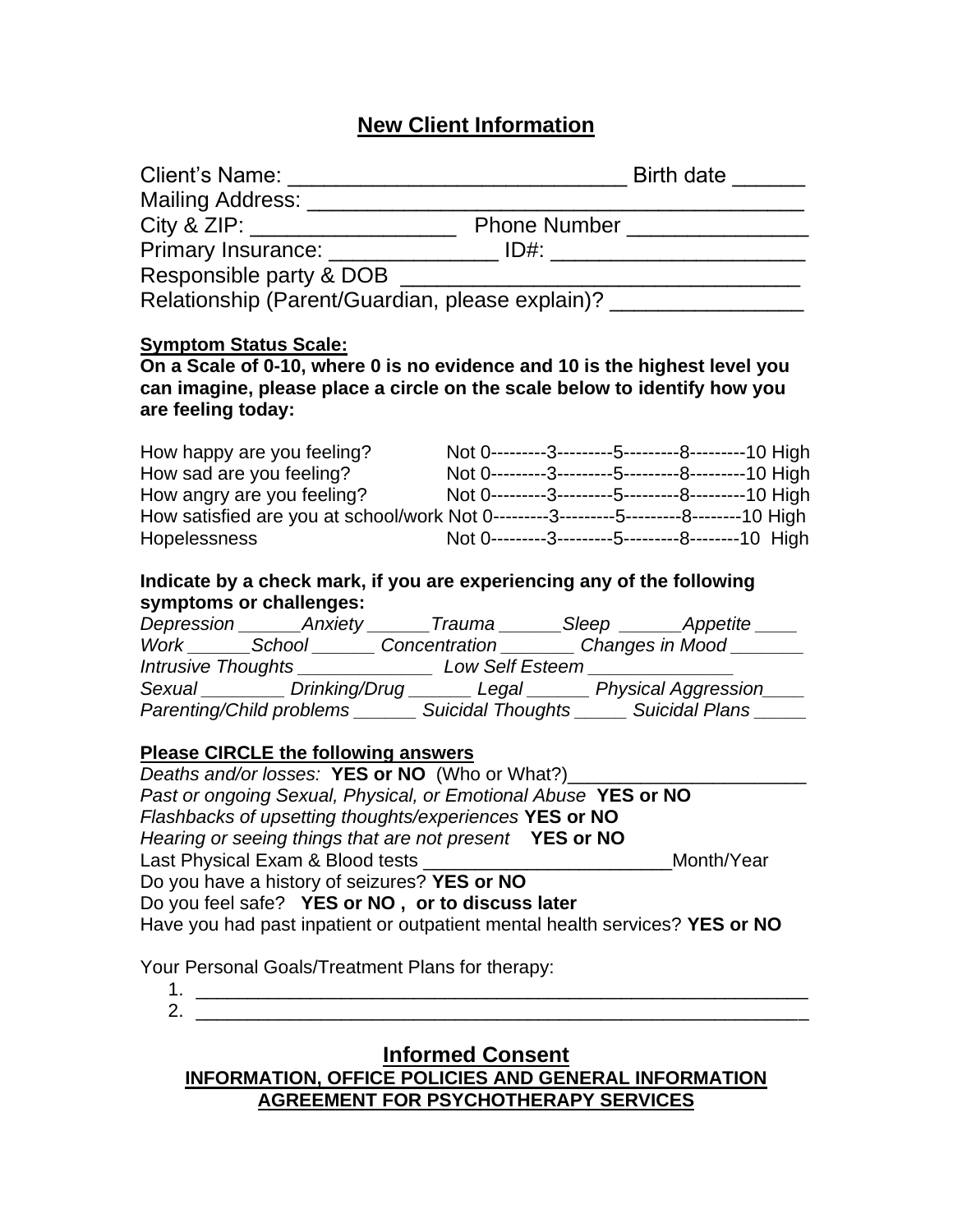# New Client Information

Client's Name: ___________________________ Birth date ______
Mailing Address: ________________________________________
City & ZIP: ________________ Phone Number ______________
Primary Insurance: _____________ ID#: ____________________
Responsible party & DOB _______________________________
Relationship (Parent/Guardian, please explain)? _______________

**Symptom Status Scale:**

**On a Scale of 0-10, where 0 is no evidence and 10 is the highest level you can imagine, please place a circle on the scale below to identify how you are feeling today:**

How happy are you feeling? Not 0---------3---------5---------8---------10 High
How sad are you feeling? Not 0---------3---------5---------8---------10 High
How angry are you feeling? Not 0---------3---------5---------8---------10 High
How satisfied are you at school/work Not 0---------3---------5---------8--------10 High
Hopelessness Not 0---------3---------5---------8--------10 High

**Indicate by a check mark, if you are experiencing any of the following symptoms or challenges:**

*Depression ______Anxiety ______Trauma ______Sleep ______Appetite ____*
*Work ______School ______ Concentration _______ Changes in Mood _______*
*Intrusive Thoughts _____________ Low Self Esteem ______________*
*Sexual ________ Drinking/Drug ______ Legal ______ Physical Aggression____*
*Parenting/Child problems ______ Suicidal Thoughts _____ Suicidal Plans _____*

**Please CIRCLE the following answers**

*Deaths and/or losses:* **YES or NO** (Who or What?)______________________
*Past or ongoing Sexual, Physical, or Emotional Abuse* **YES or NO**
*Flashbacks of upsetting thoughts/experiences* **YES or NO**
*Hearing or seeing things that are not present* **YES or NO**
Last Physical Exam & Blood tests _______________________Month/Year
Do you have a history of seizures? **YES or NO**
Do you feel safe? **YES or NO , or to discuss later**
Have you had past inpatient or outpatient mental health services? **YES or NO**

Your Personal Goals/Treatment Plans for therapy:

1. ________________________________________________________
2. ________________________________________________________

## Informed Consent

**INFORMATION, OFFICE POLICIES AND GENERAL INFORMATION AGREEMENT FOR PSYCHOTHERAPY SERVICES**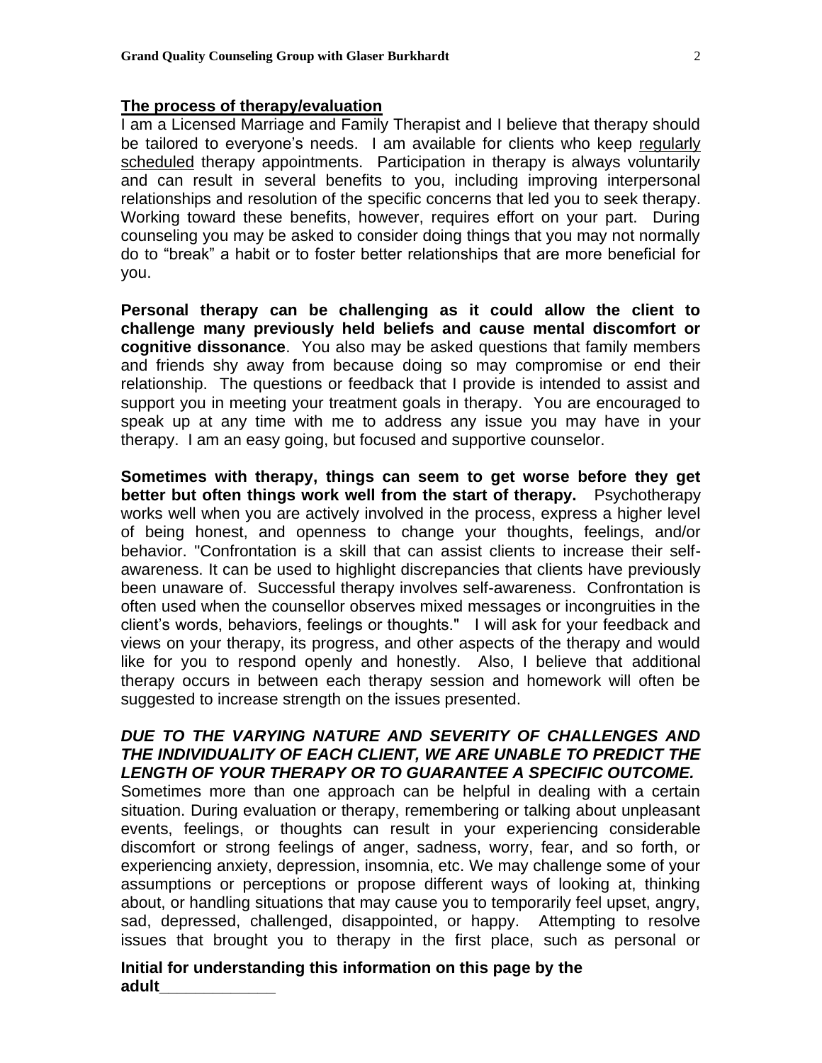**The process of therapy/evaluation**

I am a Licensed Marriage and Family Therapist and I believe that therapy should be tailored to everyone's needs. I am available for clients who keep regularly scheduled therapy appointments. Participation in therapy is always voluntarily and can result in several benefits to you, including improving interpersonal relationships and resolution of the specific concerns that led you to seek therapy. Working toward these benefits, however, requires effort on your part. During counseling you may be asked to consider doing things that you may not normally do to "break" a habit or to foster better relationships that are more beneficial for you.

**Personal therapy can be challenging as it could allow the client to challenge many previously held beliefs and cause mental discomfort or cognitive dissonance**. You also may be asked questions that family members and friends shy away from because doing so may compromise or end their relationship. The questions or feedback that I provide is intended to assist and support you in meeting your treatment goals in therapy. You are encouraged to speak up at any time with me to address any issue you may have in your therapy. I am an easy going, but focused and supportive counselor.

**Sometimes with therapy, things can seem to get worse before they get better but often things work well from the start of therapy.** Psychotherapy works well when you are actively involved in the process, express a higher level of being honest, and openness to change your thoughts, feelings, and/or behavior. "Confrontation is a skill that can assist clients to increase their self-awareness. It can be used to highlight discrepancies that clients have previously been unaware of. Successful therapy involves self-awareness. Confrontation is often used when the counsellor observes mixed messages or incongruities in the client's words, behaviors, feelings or thoughts." I will ask for your feedback and views on your therapy, its progress, and other aspects of the therapy and would like for you to respond openly and honestly. Also, I believe that additional therapy occurs in between each therapy session and homework will often be suggested to increase strength on the issues presented.

***DUE TO THE VARYING NATURE AND SEVERITY OF CHALLENGES AND THE INDIVIDUALITY OF EACH CLIENT, WE ARE UNABLE TO PREDICT THE LENGTH OF YOUR THERAPY OR TO GUARANTEE A SPECIFIC OUTCOME.***

Sometimes more than one approach can be helpful in dealing with a certain situation. During evaluation or therapy, remembering or talking about unpleasant events, feelings, or thoughts can result in your experiencing considerable discomfort or strong feelings of anger, sadness, worry, fear, and so forth, or experiencing anxiety, depression, insomnia, etc. We may challenge some of your assumptions or perceptions or propose different ways of looking at, thinking about, or handling situations that may cause you to temporarily feel upset, angry, sad, depressed, challenged, disappointed, or happy. Attempting to resolve issues that brought you to therapy in the first place, such as personal or

**Initial for understanding this information on this page by the adult____________**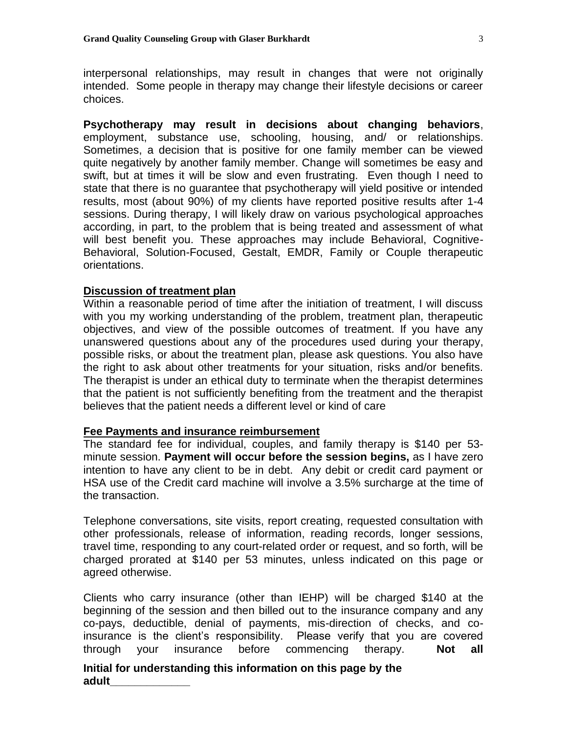interpersonal relationships, may result in changes that were not originally intended. Some people in therapy may change their lifestyle decisions or career choices.

**Psychotherapy may result in decisions about changing behaviors**, employment, substance use, schooling, housing, and/ or relationships. Sometimes, a decision that is positive for one family member can be viewed quite negatively by another family member. Change will sometimes be easy and swift, but at times it will be slow and even frustrating. Even though I need to state that there is no guarantee that psychotherapy will yield positive or intended results, most (about 90%) of my clients have reported positive results after 1-4 sessions. During therapy, I will likely draw on various psychological approaches according, in part, to the problem that is being treated and assessment of what will best benefit you. These approaches may include Behavioral, Cognitive-Behavioral, Solution-Focused, Gestalt, EMDR, Family or Couple therapeutic orientations.

**<u>Discussion of treatment plan</u>**

Within a reasonable period of time after the initiation of treatment, I will discuss with you my working understanding of the problem, treatment plan, therapeutic objectives, and view of the possible outcomes of treatment. If you have any unanswered questions about any of the procedures used during your therapy, possible risks, or about the treatment plan, please ask questions. You also have the right to ask about other treatments for your situation, risks and/or benefits. The therapist is under an ethical duty to terminate when the therapist determines that the patient is not sufficiently benefiting from the treatment and the therapist believes that the patient needs a different level or kind of care

**<u>Fee Payments and insurance reimbursement</u>**

The standard fee for individual, couples, and family therapy is $140 per 53-minute session. **Payment will occur before the session begins,** as I have zero intention to have any client to be in debt. Any debit or credit card payment or HSA use of the Credit card machine will involve a 3.5% surcharge at the time of the transaction.

Telephone conversations, site visits, report creating, requested consultation with other professionals, release of information, reading records, longer sessions, travel time, responding to any court-related order or request, and so forth, will be charged prorated at $140 per 53 minutes, unless indicated on this page or agreed otherwise.

Clients who carry insurance (other than IEHP) will be charged $140 at the beginning of the session and then billed out to the insurance company and any co-pays, deductible, denial of payments, mis-direction of checks, and co-insurance is the client's responsibility. Please verify that you are covered through your insurance before commencing therapy. **Not all**

**Initial for understanding this information on this page by the adult_____________**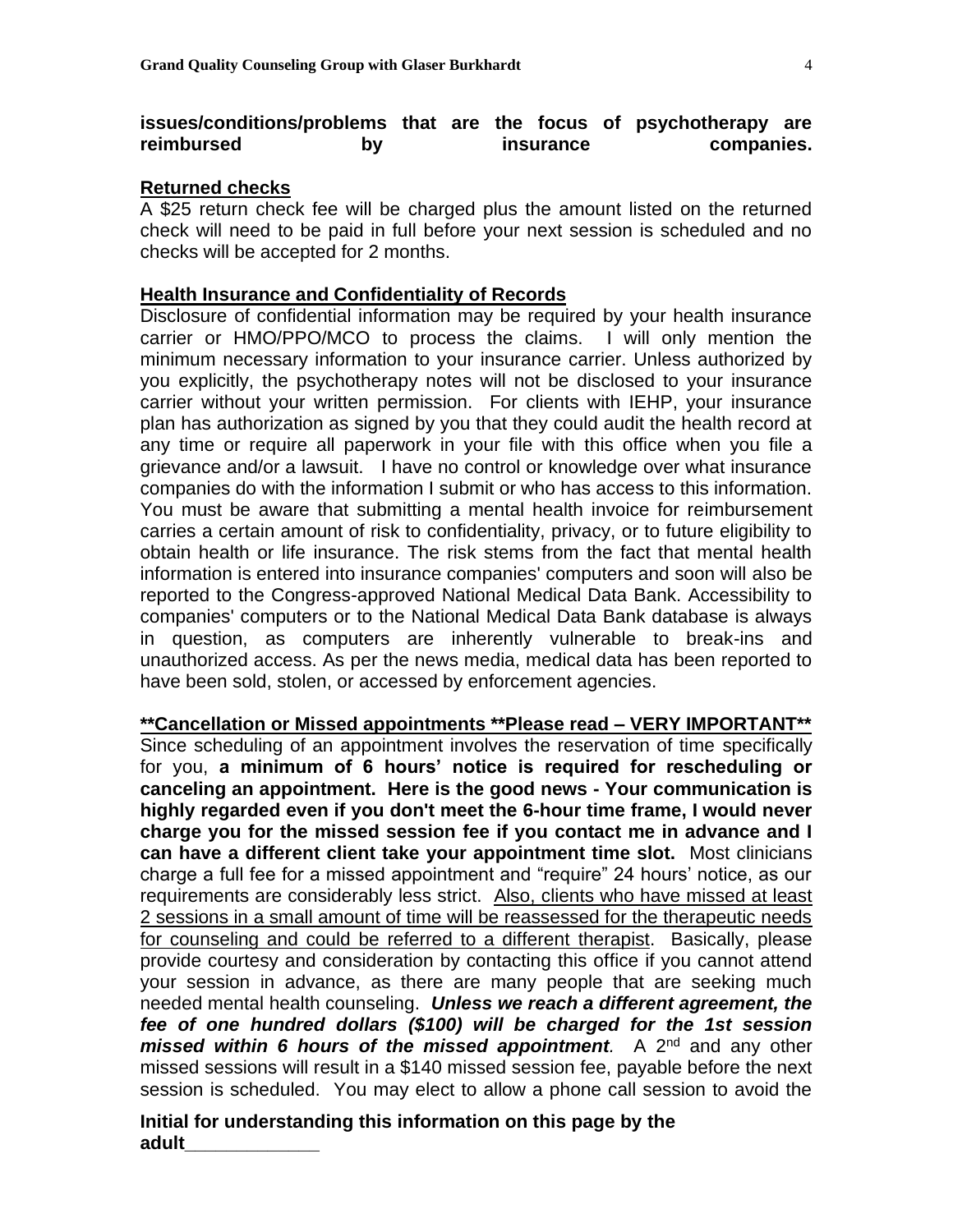**issues/conditions/problems that are the focus of psychotherapy are reimbursed by insurance companies.**

**<u>Returned checks</u>**

A $25 return check fee will be charged plus the amount listed on the returned check will need to be paid in full before your next session is scheduled and no checks will be accepted for 2 months.

**<u>Health Insurance and Confidentiality of Records</u>**

Disclosure of confidential information may be required by your health insurance carrier or HMO/PPO/MCO to process the claims. I will only mention the minimum necessary information to your insurance carrier. Unless authorized by you explicitly, the psychotherapy notes will not be disclosed to your insurance carrier without your written permission. For clients with IEHP, your insurance plan has authorization as signed by you that they could audit the health record at any time or require all paperwork in your file with this office when you file a grievance and/or a lawsuit. I have no control or knowledge over what insurance companies do with the information I submit or who has access to this information. You must be aware that submitting a mental health invoice for reimbursement carries a certain amount of risk to confidentiality, privacy, or to future eligibility to obtain health or life insurance. The risk stems from the fact that mental health information is entered into insurance companies' computers and soon will also be reported to the Congress-approved National Medical Data Bank. Accessibility to companies' computers or to the National Medical Data Bank database is always in question, as computers are inherently vulnerable to break-ins and unauthorized access. As per the news media, medical data has been reported to have been sold, stolen, or accessed by enforcement agencies.

**<u>**Cancellation or Missed appointments **Please read – VERY IMPORTANT**</u>**

Since scheduling of an appointment involves the reservation of time specifically for you, **a minimum of 6 hours' notice is required for rescheduling or canceling an appointment. Here is the good news - Your communication is highly regarded even if you don't meet the 6-hour time frame, I would never charge you for the missed session fee if you contact me in advance and I can have a different client take your appointment time slot.** Most clinicians charge a full fee for a missed appointment and "require" 24 hours' notice, as our requirements are considerably less strict. <u>Also, clients who have missed at least 2 sessions in a small amount of time will be reassessed for the therapeutic needs for counseling and could be referred to a different therapist</u>. Basically, please provide courtesy and consideration by contacting this office if you cannot attend your session in advance, as there are many people that are seeking much needed mental health counseling. ***Unless we reach a different agreement, the fee of one hundred dollars ($100) will be charged for the 1st session missed within 6 hours of the missed appointment***. A 2nd and any other missed sessions will result in a $140 missed session fee, payable before the next session is scheduled. You may elect to allow a phone call session to avoid the

**Initial for understanding this information on this page by the adult____________**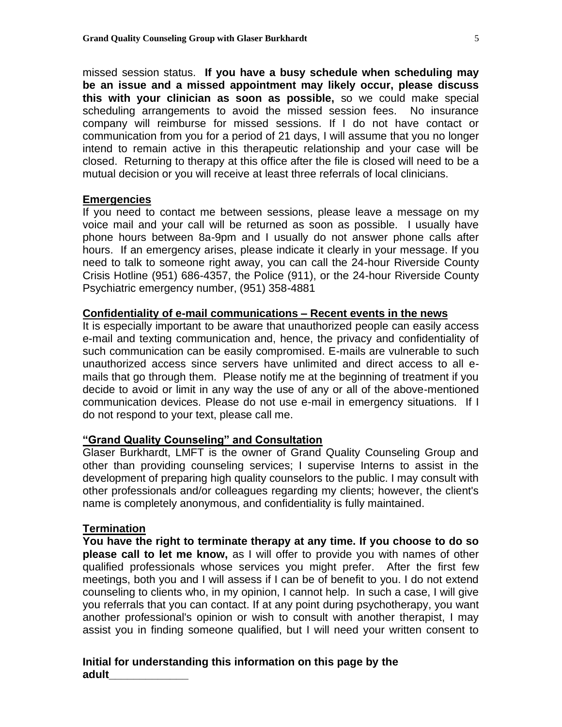missed session status. **If you have a busy schedule when scheduling may be an issue and a missed appointment may likely occur, please discuss this with your clinician as soon as possible,** so we could make special scheduling arrangements to avoid the missed session fees. No insurance company will reimburse for missed sessions. If I do not have contact or communication from you for a period of 21 days, I will assume that you no longer intend to remain active in this therapeutic relationship and your case will be closed. Returning to therapy at this office after the file is closed will need to be a mutual decision or you will receive at least three referrals of local clinicians.

## Emergencies

If you need to contact me between sessions, please leave a message on my voice mail and your call will be returned as soon as possible. I usually have phone hours between 8a-9pm and I usually do not answer phone calls after hours. If an emergency arises, please indicate it clearly in your message. If you need to talk to someone right away, you can call the 24-hour Riverside County Crisis Hotline (951) 686-4357, the Police (911), or the 24-hour Riverside County Psychiatric emergency number, (951) 358-4881

## Confidentiality of e-mail communications – Recent events in the news

It is especially important to be aware that unauthorized people can easily access e-mail and texting communication and, hence, the privacy and confidentiality of such communication can be easily compromised. E-mails are vulnerable to such unauthorized access since servers have unlimited and direct access to all e-mails that go through them. Please notify me at the beginning of treatment if you decide to avoid or limit in any way the use of any or all of the above-mentioned communication devices. Please do not use e-mail in emergency situations. If I do not respond to your text, please call me.

## "Grand Quality Counseling" and Consultation

Glaser Burkhardt, LMFT is the owner of Grand Quality Counseling Group and other than providing counseling services; I supervise Interns to assist in the development of preparing high quality counselors to the public. I may consult with other professionals and/or colleagues regarding my clients; however, the client's name is completely anonymous, and confidentiality is fully maintained.

## Termination

**You have the right to terminate therapy at any time. If you choose to do so please call to let me know,** as I will offer to provide you with names of other qualified professionals whose services you might prefer. After the first few meetings, both you and I will assess if I can be of benefit to you. I do not extend counseling to clients who, in my opinion, I cannot help. In such a case, I will give you referrals that you can contact. If at any point during psychotherapy, you want another professional's opinion or wish to consult with another therapist, I may assist you in finding someone qualified, but I will need your written consent to

**Initial for understanding this information on this page by the adult\_\_\_\_\_\_\_\_\_\_\_\_\_**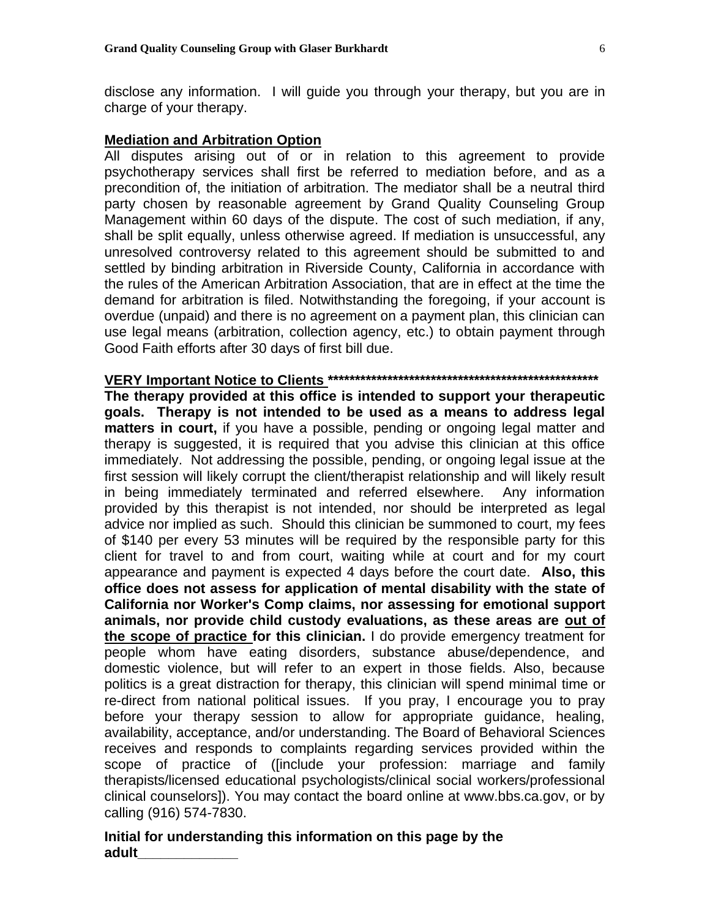disclose any information. I will guide you through your therapy, but you are in charge of your therapy.

**Mediation and Arbitration Option**

All disputes arising out of or in relation to this agreement to provide psychotherapy services shall first be referred to mediation before, and as a precondition of, the initiation of arbitration. The mediator shall be a neutral third party chosen by reasonable agreement by Grand Quality Counseling Group Management within 60 days of the dispute. The cost of such mediation, if any, shall be split equally, unless otherwise agreed. If mediation is unsuccessful, any unresolved controversy related to this agreement should be submitted to and settled by binding arbitration in Riverside County, California in accordance with the rules of the American Arbitration Association, that are in effect at the time the demand for arbitration is filed. Notwithstanding the foregoing, if your account is overdue (unpaid) and there is no agreement on a payment plan, this clinician can use legal means (arbitration, collection agency, etc.) to obtain payment through Good Faith efforts after 30 days of first bill due.

**VERY Important Notice to Clients \*\*\*\*\*\*\*\*\*\*\*\*\*\*\*\*\*\*\*\*\*\*\*\*\*\*\*\*\*\*\*\*\*\*\*\*\*\*\*\*\*\*\*\*\*\*\*\*\*\*\*\***

**The therapy provided at this office is intended to support your therapeutic goals. Therapy is not intended to be used as a means to address legal matters in court,** if you have a possible, pending or ongoing legal matter and therapy is suggested, it is required that you advise this clinician at this office immediately. Not addressing the possible, pending, or ongoing legal issue at the first session will likely corrupt the client/therapist relationship and will likely result in being immediately terminated and referred elsewhere. Any information provided by this therapist is not intended, nor should be interpreted as legal advice nor implied as such. Should this clinician be summoned to court, my fees of $140 per every 53 minutes will be required by the responsible party for this client for travel to and from court, waiting while at court and for my court appearance and payment is expected 4 days before the court date. **Also, this office does not assess for application of mental disability with the state of California nor Worker's Comp claims, nor assessing for emotional support animals, nor provide child custody evaluations, as these areas are out of the scope of practice for this clinician.** I do provide emergency treatment for people whom have eating disorders, substance abuse/dependence, and domestic violence, but will refer to an expert in those fields. Also, because politics is a great distraction for therapy, this clinician will spend minimal time or re-direct from national political issues. If you pray, I encourage you to pray before your therapy session to allow for appropriate guidance, healing, availability, acceptance, and/or understanding. The Board of Behavioral Sciences receives and responds to complaints regarding services provided within the scope of practice of ([include your profession: marriage and family therapists/licensed educational psychologists/clinical social workers/professional clinical counselors]). You may contact the board online at www.bbs.ca.gov, or by calling (916) 574-7830.

**Initial for understanding this information on this page by the adult\_\_\_\_\_\_\_\_\_\_\_\_\_**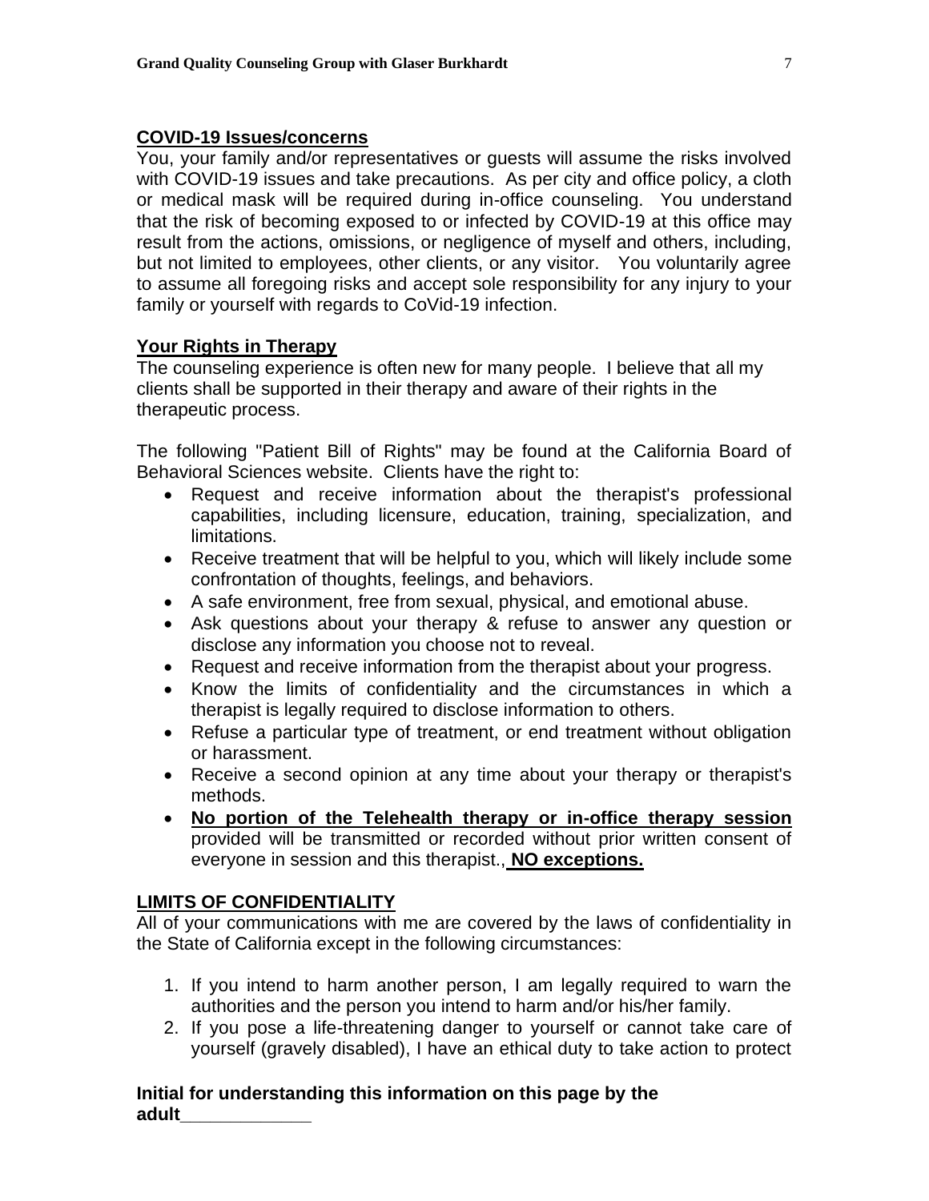## COVID-19 Issues/concerns

You, your family and/or representatives or guests will assume the risks involved with COVID-19 issues and take precautions. As per city and office policy, a cloth or medical mask will be required during in-office counseling. You understand that the risk of becoming exposed to or infected by COVID-19 at this office may result from the actions, omissions, or negligence of myself and others, including, but not limited to employees, other clients, or any visitor. You voluntarily agree to assume all foregoing risks and accept sole responsibility for any injury to your family or yourself with regards to CoVid-19 infection.

## Your Rights in Therapy

The counseling experience is often new for many people. I believe that all my clients shall be supported in their therapy and aware of their rights in the therapeutic process.

The following "Patient Bill of Rights" may be found at the California Board of Behavioral Sciences website. Clients have the right to:

- Request and receive information about the therapist's professional capabilities, including licensure, education, training, specialization, and limitations.
- Receive treatment that will be helpful to you, which will likely include some confrontation of thoughts, feelings, and behaviors.
- A safe environment, free from sexual, physical, and emotional abuse.
- Ask questions about your therapy & refuse to answer any question or disclose any information you choose not to reveal.
- Request and receive information from the therapist about your progress.
- Know the limits of confidentiality and the circumstances in which a therapist is legally required to disclose information to others.
- Refuse a particular type of treatment, or end treatment without obligation or harassment.
- Receive a second opinion at any time about your therapy or therapist's methods.
- **No portion of the Telehealth therapy or in-office therapy session** provided will be transmitted or recorded without prior written consent of everyone in session and this therapist., **NO exceptions.**

## LIMITS OF CONFIDENTIALITY

All of your communications with me are covered by the laws of confidentiality in the State of California except in the following circumstances:

1. If you intend to harm another person, I am legally required to warn the authorities and the person you intend to harm and/or his/her family.
2. If you pose a life-threatening danger to yourself or cannot take care of yourself (gravely disabled), I have an ethical duty to take action to protect

**Initial for understanding this information on this page by the adult____________**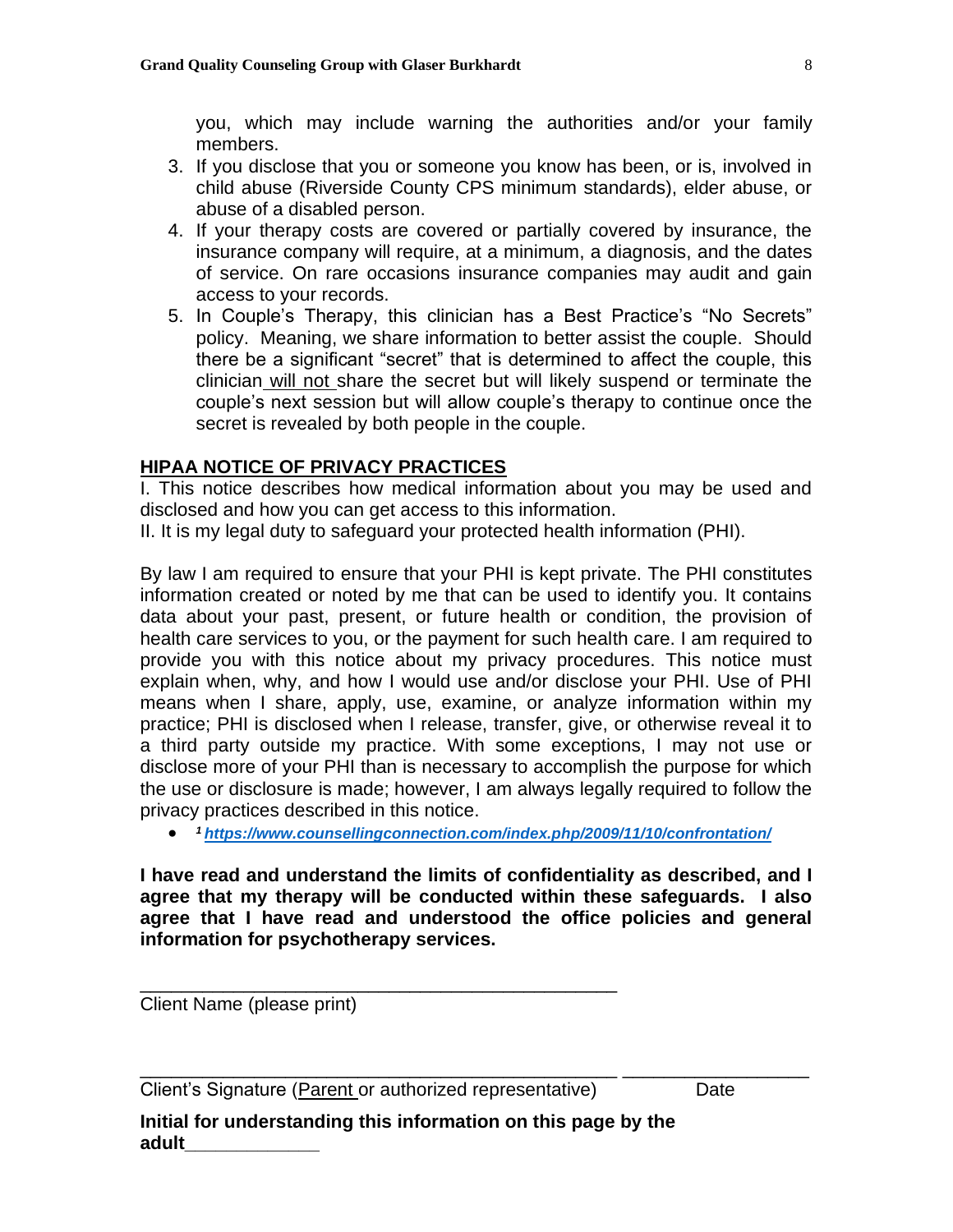you, which may include warning the authorities and/or your family members.

3. If you disclose that you or someone you know has been, or is, involved in child abuse (Riverside County CPS minimum standards), elder abuse, or abuse of a disabled person.
4. If your therapy costs are covered or partially covered by insurance, the insurance company will require, at a minimum, a diagnosis, and the dates of service. On rare occasions insurance companies may audit and gain access to your records.
5. In Couple's Therapy, this clinician has a Best Practice's "No Secrets" policy. Meaning, we share information to better assist the couple. Should there be a significant "secret" that is determined to affect the couple, this clinician will not share the secret but will likely suspend or terminate the couple's next session but will allow couple's therapy to continue once the secret is revealed by both people in the couple.

## HIPAA NOTICE OF PRIVACY PRACTICES

I. This notice describes how medical information about you may be used and disclosed and how you can get access to this information.
II. It is my legal duty to safeguard your protected health information (PHI).

By law I am required to ensure that your PHI is kept private. The PHI constitutes information created or noted by me that can be used to identify you. It contains data about your past, present, or future health or condition, the provision of health care services to you, or the payment for such health care. I am required to provide you with this notice about my privacy procedures. This notice must explain when, why, and how I would use and/or disclose your PHI. Use of PHI means when I share, apply, use, examine, or analyze information within my practice; PHI is disclosed when I release, transfer, give, or otherwise reveal it to a third party outside my practice. With some exceptions, I may not use or disclose more of your PHI than is necessary to accomplish the purpose for which the use or disclosure is made; however, I am always legally required to follow the privacy practices described in this notice.

- [1] ***https://www.counsellingconnection.com/index.php/2009/11/10/confrontation/***

**I have read and understand the limits of confidentiality as described, and I agree that my therapy will be conducted within these safeguards. I also agree that I have read and understood the office policies and general information for psychotherapy services.**

_______________________________________________
Client Name (please print)

_______________________________________________ __________________
Client's Signature (Parent or authorized representative) Date

**Initial for understanding this information on this page by the adult____________**